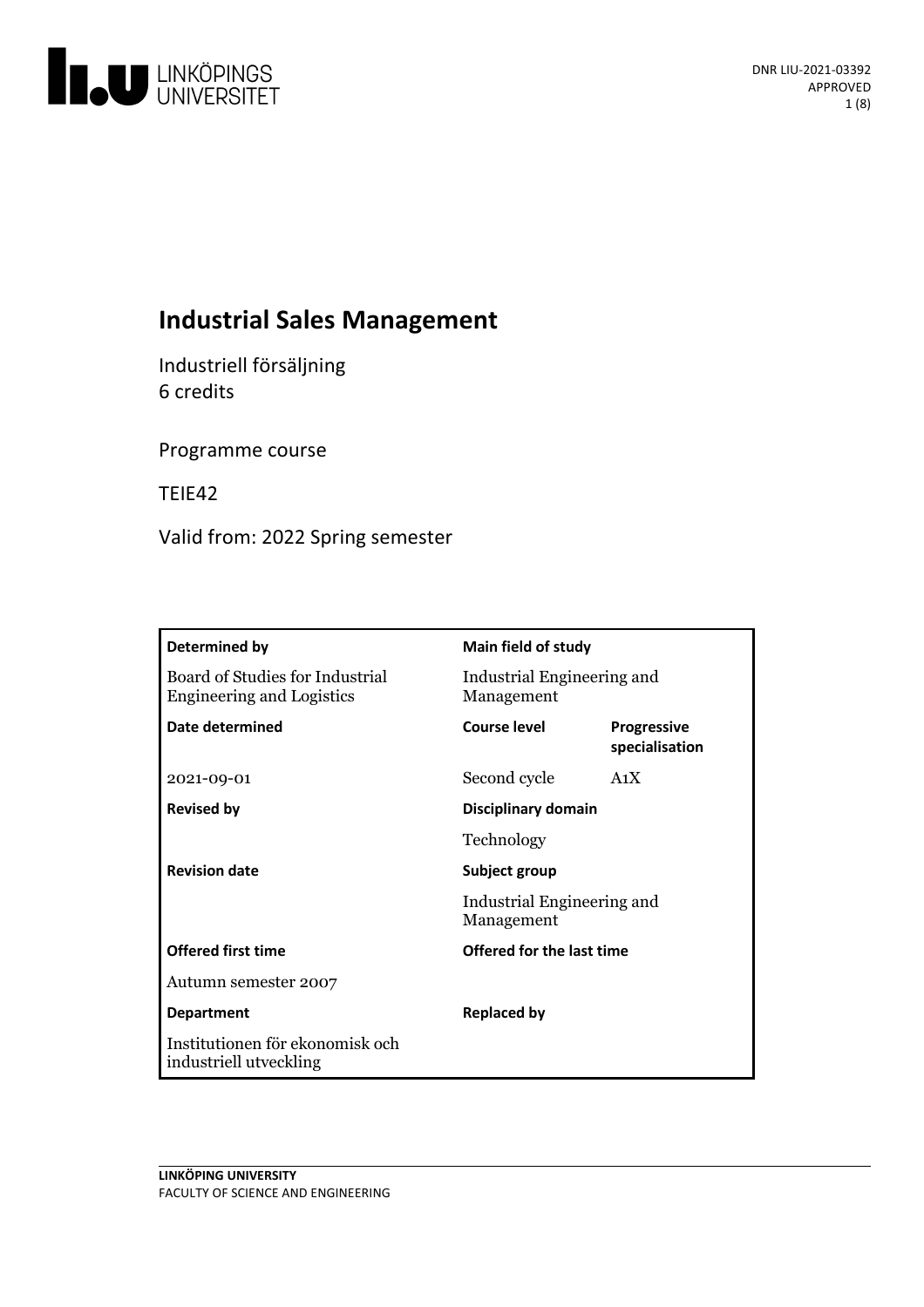DNR LIU-2021-03392
APPROVED

# Industrial Sales Management

Industriell försäljning
6 credits

Programme course

TEIE42

Valid from: 2022 Spring semester

| **Determined by** | **Main field of study** | |
|---|---|---|
| Board of Studies for Industrial Engineering and Logistics | Industrial Engineering and Management | |
| **Date determined** | **Course level** | **Progressive specialisation** |
| 2021-09-01 | Second cycle | A1X |
| **Revised by** | **Disciplinary domain** | |
| | Technology | |
| **Revision date** | **Subject group** | |
| | Industrial Engineering and Management | |
| **Offered first time** | **Offered for the last time** | |
| Autumn semester 2007 | | |
| **Department** | **Replaced by** | |
| Institutionen för ekonomisk och industriell utveckling | | |

LINKÖPING UNIVERSITY
FACULTY OF SCIENCE AND ENGINEERING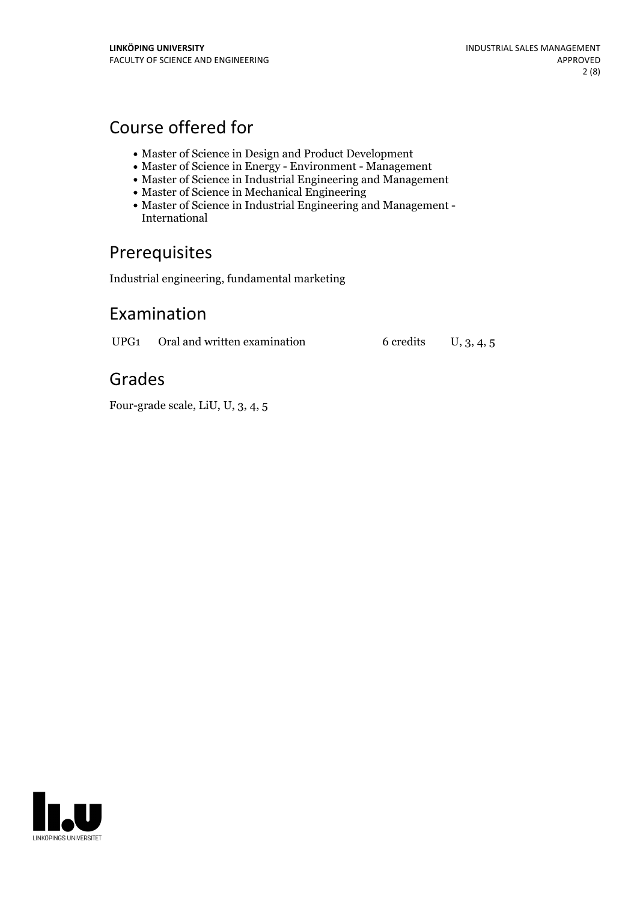## Course offered for

- Master of Science in Design and Product Development
- Master of Science in Energy - Environment - Management
- Master of Science in Industrial Engineering and Management
- Master of Science in Mechanical Engineering
- Master of Science in Industrial Engineering and Management - International

## Prerequisites

Industrial engineering, fundamental marketing

## Examination

| | | | |
|---|---|---|---|
| UPG1 | Oral and written examination | 6 credits | U, 3, 4, 5 |

## Grades

Four-grade scale, LiU, U, 3, 4, 5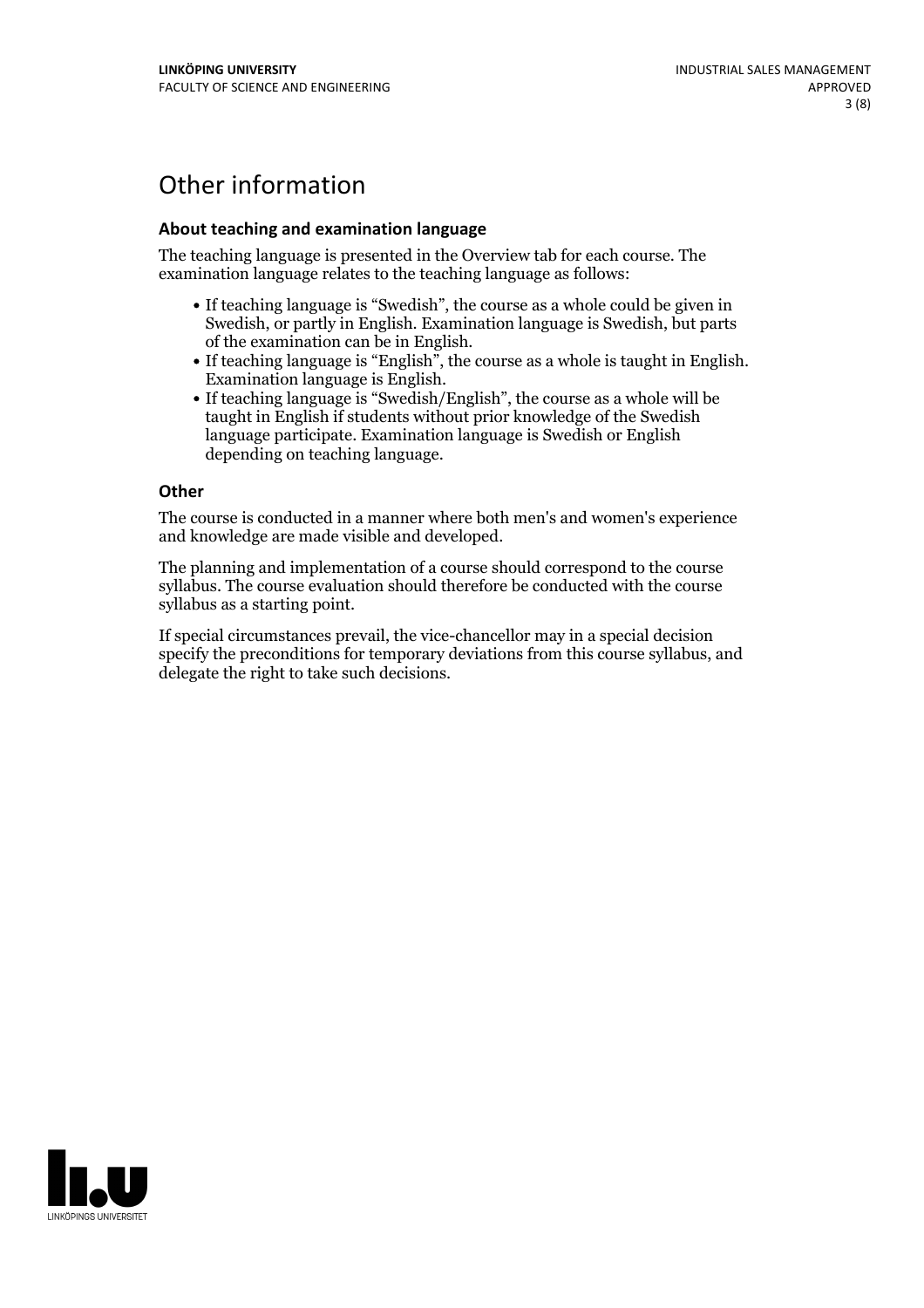# Other information

### About teaching and examination language

The teaching language is presented in the Overview tab for each course. The examination language relates to the teaching language as follows:

- If teaching language is “Swedish”, the course as a whole could be given in Swedish, or partly in English. Examination language is Swedish, but parts of the examination can be in English.
- If teaching language is “English”, the course as a whole is taught in English. Examination language is English.
- If teaching language is “Swedish/English”, the course as a whole will be taught in English if students without prior knowledge of the Swedish language participate. Examination language is Swedish or English depending on teaching language.

### Other

The course is conducted in a manner where both men's and women's experience and knowledge are made visible and developed.

The planning and implementation of a course should correspond to the course syllabus. The course evaluation should therefore be conducted with the course syllabus as a starting point.

If special circumstances prevail, the vice-chancellor may in a special decision specify the preconditions for temporary deviations from this course syllabus, and delegate the right to take such decisions.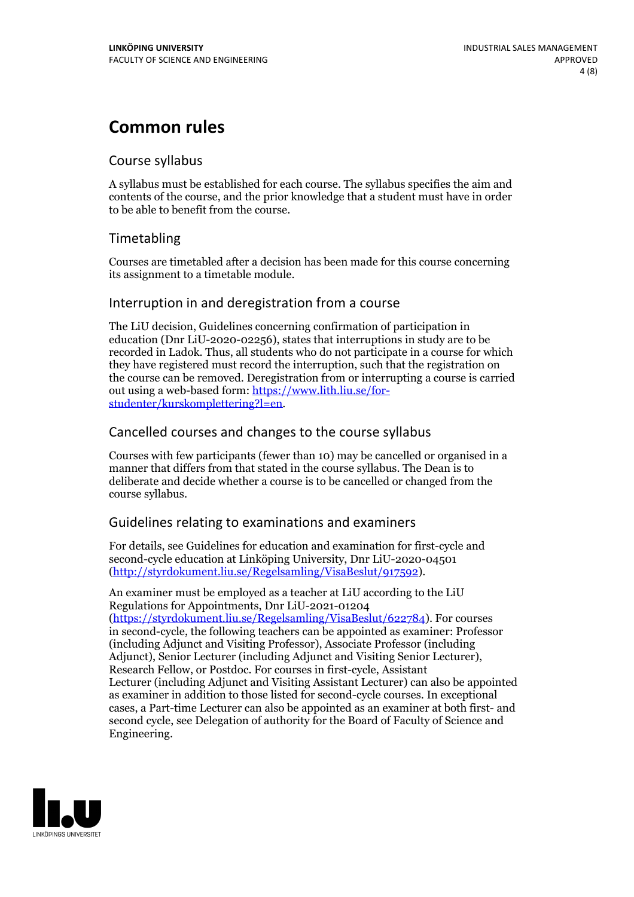# Common rules

## Course syllabus

A syllabus must be established for each course. The syllabus specifies the aim and contents of the course, and the prior knowledge that a student must have in order to be able to benefit from the course.

## Timetabling

Courses are timetabled after a decision has been made for this course concerning its assignment to a timetable module.

## Interruption in and deregistration from a course

The LiU decision, Guidelines concerning confirmation of participation in education (Dnr LiU-2020-02256), states that interruptions in study are to be recorded in Ladok. Thus, all students who do not participate in a course for which they have registered must record the interruption, such that the registration on the course can be removed. Deregistration from or interrupting a course is carried out using a web-based form: https://www.lith.liu.se/for-studenter/kurskomplettering?l=en.

## Cancelled courses and changes to the course syllabus

Courses with few participants (fewer than 10) may be cancelled or organised in a manner that differs from that stated in the course syllabus. The Dean is to deliberate and decide whether a course is to be cancelled or changed from the course syllabus.

## Guidelines relating to examinations and examiners

For details, see Guidelines for education and examination for first-cycle and second-cycle education at Linköping University, Dnr LiU-2020-04501 (http://styrdokument.liu.se/Regelsamling/VisaBeslut/917592).

An examiner must be employed as a teacher at LiU according to the LiU Regulations for Appointments, Dnr LiU-2021-01204 (https://styrdokument.liu.se/Regelsamling/VisaBeslut/622784). For courses in second-cycle, the following teachers can be appointed as examiner: Professor (including Adjunct and Visiting Professor), Associate Professor (including Adjunct), Senior Lecturer (including Adjunct and Visiting Senior Lecturer), Research Fellow, or Postdoc. For courses in first-cycle, Assistant Lecturer (including Adjunct and Visiting Assistant Lecturer) can also be appointed as examiner in addition to those listed for second-cycle courses. In exceptional cases, a Part-time Lecturer can also be appointed as an examiner at both first- and second cycle, see Delegation of authority for the Board of Faculty of Science and Engineering.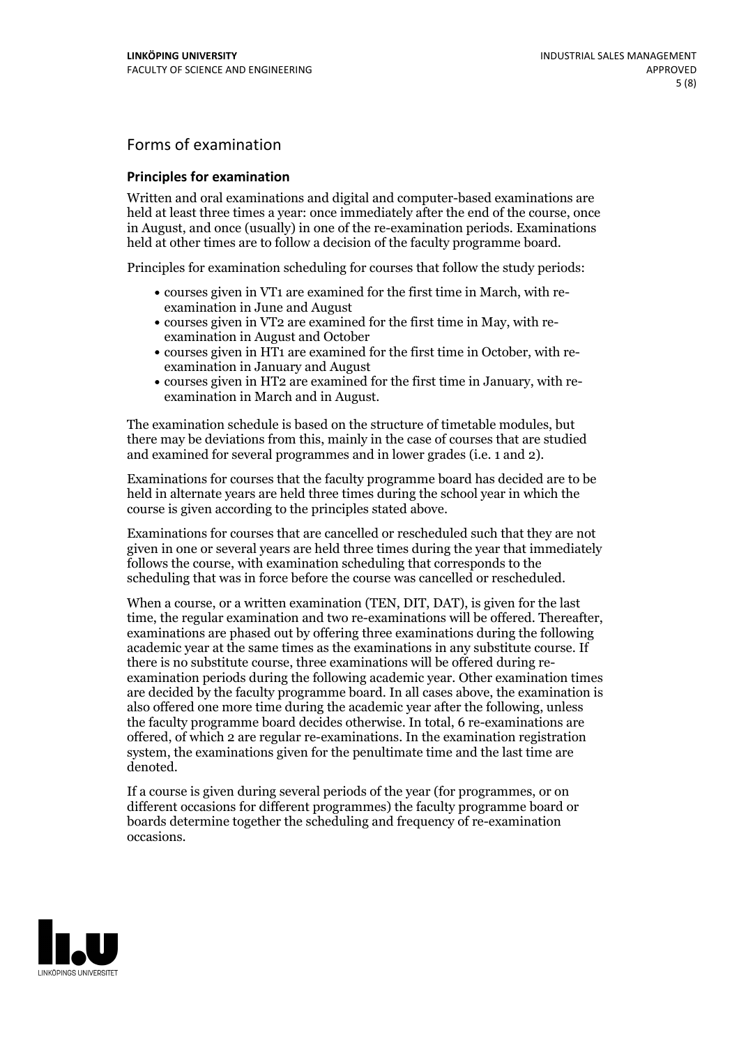## Forms of examination

### Principles for examination

Written and oral examinations and digital and computer-based examinations are held at least three times a year: once immediately after the end of the course, once in August, and once (usually) in one of the re-examination periods. Examinations held at other times are to follow a decision of the faculty programme board.

Principles for examination scheduling for courses that follow the study periods:

- courses given in VT1 are examined for the first time in March, with re-examination in June and August
- courses given in VT2 are examined for the first time in May, with re-examination in August and October
- courses given in HT1 are examined for the first time in October, with re-examination in January and August
- courses given in HT2 are examined for the first time in January, with re-examination in March and in August.

The examination schedule is based on the structure of timetable modules, but there may be deviations from this, mainly in the case of courses that are studied and examined for several programmes and in lower grades (i.e. 1 and 2).

Examinations for courses that the faculty programme board has decided are to be held in alternate years are held three times during the school year in which the course is given according to the principles stated above.

Examinations for courses that are cancelled or rescheduled such that they are not given in one or several years are held three times during the year that immediately follows the course, with examination scheduling that corresponds to the scheduling that was in force before the course was cancelled or rescheduled.

When a course, or a written examination (TEN, DIT, DAT), is given for the last time, the regular examination and two re-examinations will be offered. Thereafter, examinations are phased out by offering three examinations during the following academic year at the same times as the examinations in any substitute course. If there is no substitute course, three examinations will be offered during re-examination periods during the following academic year. Other examination times are decided by the faculty programme board. In all cases above, the examination is also offered one more time during the academic year after the following, unless the faculty programme board decides otherwise. In total, 6 re-examinations are offered, of which 2 are regular re-examinations. In the examination registration system, the examinations given for the penultimate time and the last time are denoted.

If a course is given during several periods of the year (for programmes, or on different occasions for different programmes) the faculty programme board or boards determine together the scheduling and frequency of re-examination occasions.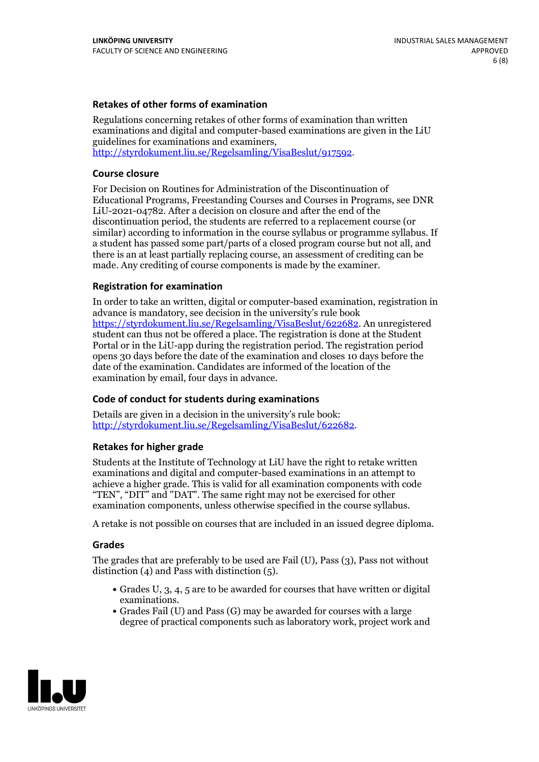### Retakes of other forms of examination

Regulations concerning retakes of other forms of examination than written examinations and digital and computer-based examinations are given in the LiU guidelines for examinations and examiners, http://styrdokument.liu.se/Regelsamling/VisaBeslut/917592.

### Course closure

For Decision on Routines for Administration of the Discontinuation of Educational Programs, Freestanding Courses and Courses in Programs, see DNR LiU-2021-04782. After a decision on closure and after the end of the discontinuation period, the students are referred to a replacement course (or similar) according to information in the course syllabus or programme syllabus. If a student has passed some part/parts of a closed program course but not all, and there is an at least partially replacing course, an assessment of crediting can be made. Any crediting of course components is made by the examiner.

### Registration for examination

In order to take an written, digital or computer-based examination, registration in advance is mandatory, see decision in the university's rule book https://styrdokument.liu.se/Regelsamling/VisaBeslut/622682. An unregistered student can thus not be offered a place. The registration is done at the Student Portal or in the LiU-app during the registration period. The registration period opens 30 days before the date of the examination and closes 10 days before the date of the examination. Candidates are informed of the location of the examination by email, four days in advance.

### Code of conduct for students during examinations

Details are given in a decision in the university's rule book: http://styrdokument.liu.se/Regelsamling/VisaBeslut/622682.

### Retakes for higher grade

Students at the Institute of Technology at LiU have the right to retake written examinations and digital and computer-based examinations in an attempt to achieve a higher grade. This is valid for all examination components with code "TEN", "DIT" and "DAT". The same right may not be exercised for other examination components, unless otherwise specified in the course syllabus.

A retake is not possible on courses that are included in an issued degree diploma.

### Grades

The grades that are preferably to be used are Fail (U), Pass (3), Pass not without distinction (4) and Pass with distinction (5).

- Grades U, 3, 4, 5 are to be awarded for courses that have written or digital examinations.
- Grades Fail (U) and Pass (G) may be awarded for courses with a large degree of practical components such as laboratory work, project work and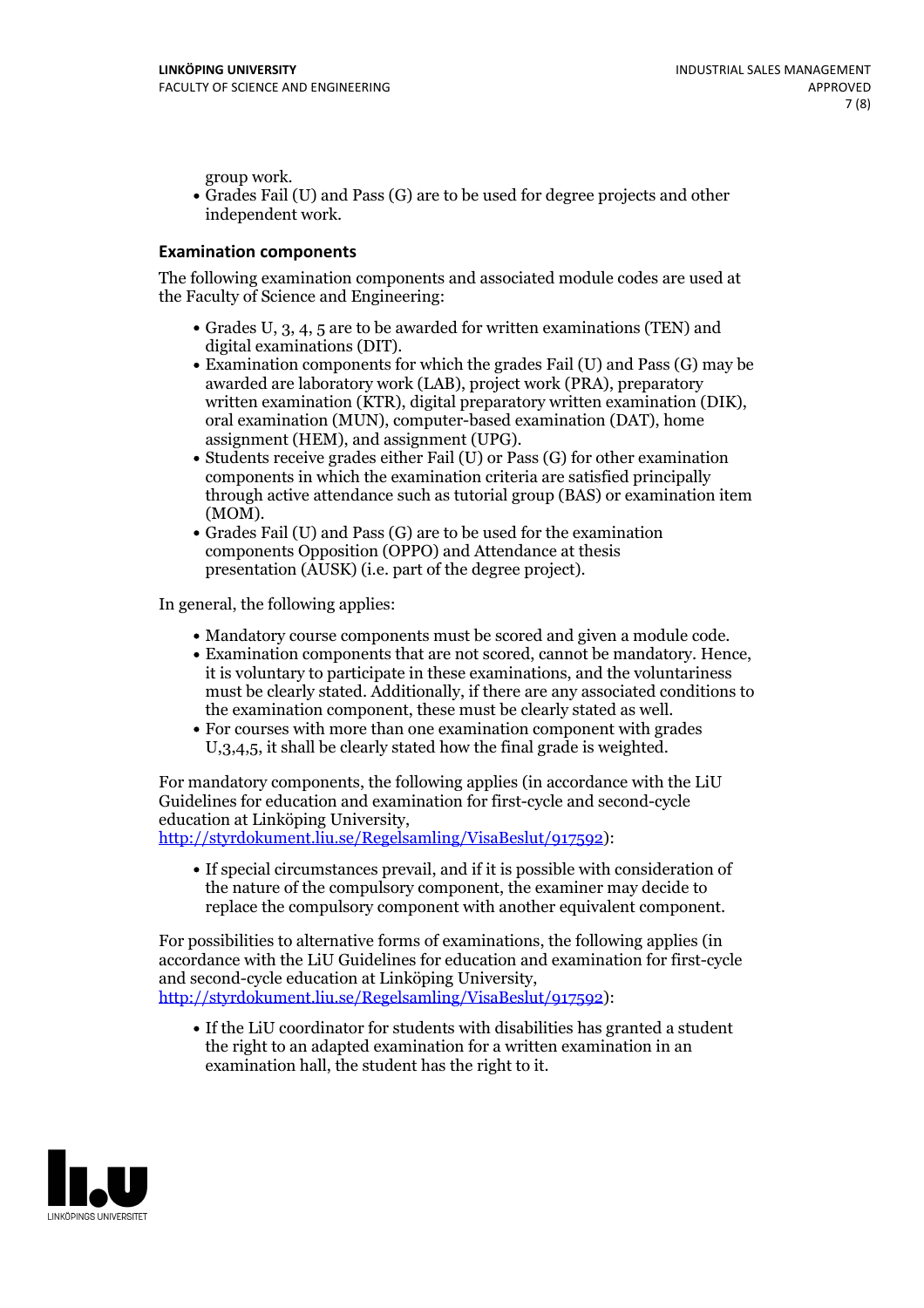group work.

- Grades Fail (U) and Pass (G) are to be used for degree projects and other independent work.

### Examination components

The following examination components and associated module codes are used at the Faculty of Science and Engineering:

- Grades U, 3, 4, 5 are to be awarded for written examinations (TEN) and digital examinations (DIT).
- Examination components for which the grades Fail (U) and Pass (G) may be awarded are laboratory work (LAB), project work (PRA), preparatory written examination (KTR), digital preparatory written examination (DIK), oral examination (MUN), computer-based examination (DAT), home assignment (HEM), and assignment (UPG).
- Students receive grades either Fail (U) or Pass (G) for other examination components in which the examination criteria are satisfied principally through active attendance such as tutorial group (BAS) or examination item (MOM).
- Grades Fail (U) and Pass (G) are to be used for the examination components Opposition (OPPO) and Attendance at thesis presentation (AUSK) (i.e. part of the degree project).

In general, the following applies:

- Mandatory course components must be scored and given a module code.
- Examination components that are not scored, cannot be mandatory. Hence, it is voluntary to participate in these examinations, and the voluntariness must be clearly stated. Additionally, if there are any associated conditions to the examination component, these must be clearly stated as well.
- For courses with more than one examination component with grades U,3,4,5, it shall be clearly stated how the final grade is weighted.

For mandatory components, the following applies (in accordance with the LiU Guidelines for education and examination for first-cycle and second-cycle education at Linköping University, http://styrdokument.liu.se/Regelsamling/VisaBeslut/917592):

- If special circumstances prevail, and if it is possible with consideration of the nature of the compulsory component, the examiner may decide to replace the compulsory component with another equivalent component.

For possibilities to alternative forms of examinations, the following applies (in accordance with the LiU Guidelines for education and examination for first-cycle and second-cycle education at Linköping University, http://styrdokument.liu.se/Regelsamling/VisaBeslut/917592):

- If the LiU coordinator for students with disabilities has granted a student the right to an adapted examination for a written examination in an examination hall, the student has the right to it.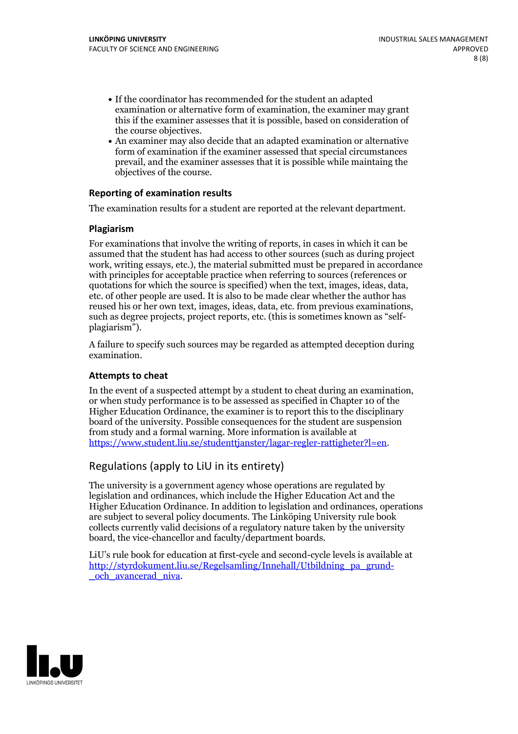- If the coordinator has recommended for the student an adapted examination or alternative form of examination, the examiner may grant this if the examiner assesses that it is possible, based on consideration of the course objectives.
- An examiner may also decide that an adapted examination or alternative form of examination if the examiner assessed that special circumstances prevail, and the examiner assesses that it is possible while maintaing the objectives of the course.

### Reporting of examination results

The examination results for a student are reported at the relevant department.

### Plagiarism

For examinations that involve the writing of reports, in cases in which it can be assumed that the student has had access to other sources (such as during project work, writing essays, etc.), the material submitted must be prepared in accordance with principles for acceptable practice when referring to sources (references or quotations for which the source is specified) when the text, images, ideas, data, etc. of other people are used. It is also to be made clear whether the author has reused his or her own text, images, ideas, data, etc. from previous examinations, such as degree projects, project reports, etc. (this is sometimes known as "self-plagiarism").

A failure to specify such sources may be regarded as attempted deception during examination.

### Attempts to cheat

In the event of a suspected attempt by a student to cheat during an examination, or when study performance is to be assessed as specified in Chapter 10 of the Higher Education Ordinance, the examiner is to report this to the disciplinary board of the university. Possible consequences for the student are suspension from study and a formal warning. More information is available at https://www.student.liu.se/studenttjanster/lagar-regler-rattigheter?l=en.

## Regulations (apply to LiU in its entirety)

The university is a government agency whose operations are regulated by legislation and ordinances, which include the Higher Education Act and the Higher Education Ordinance. In addition to legislation and ordinances, operations are subject to several policy documents. The Linköping University rule book collects currently valid decisions of a regulatory nature taken by the university board, the vice-chancellor and faculty/department boards.

LiU's rule book for education at first-cycle and second-cycle levels is available at http://styrdokument.liu.se/Regelsamling/Innehall/Utbildning_pa_grund-_och_avancerad_niva.